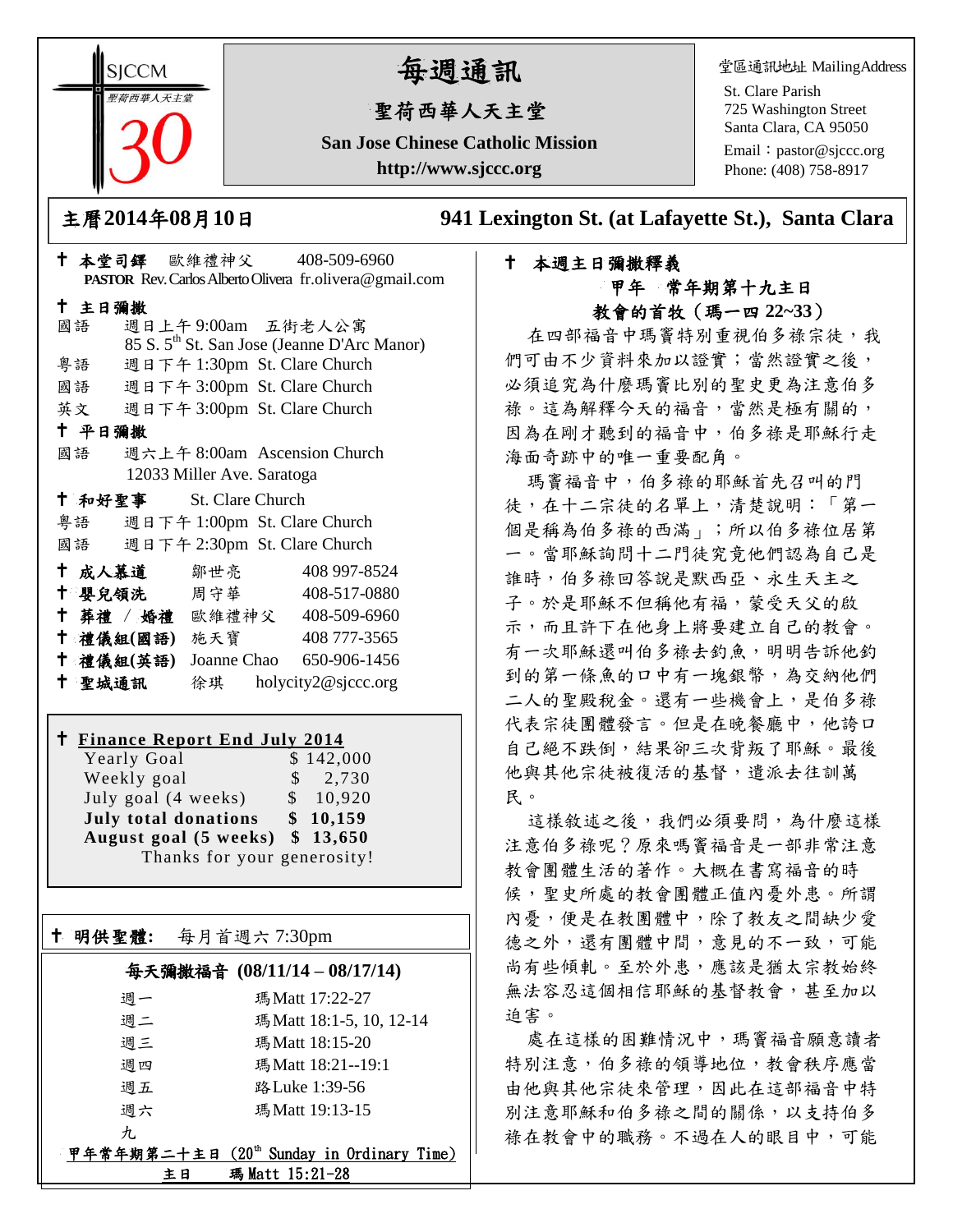SJCCM
聖荷西華人天主堂
30

# 每週通訊

## 聖荷西華人天主堂

**San Jose Chinese Catholic Mission**

**http://www.sjccc.org**

堂區通訊地址 MailingAddress

St. Clare Parish
725 Washington Street
Santa Clara, CA 95050
Email：pastor@sjccc.org
Phone: (408) 758-8917

**主曆2014年08月10日** **941 Lexington St. (at Lafayette St.), Santa Clara**

**✝ 本堂司鐸** 歐維禮神父 408-509-6960
**PASTOR** Rev. Carlos Alberto Olivera fr.olivera@gmail.com

**✝ 主日彌撒**
國語 週日上午 9:00am 五街老人公寓
85 S. 5th St. San Jose (Jeanne D'Arc Manor)
粵語 週日下午 1:30pm St. Clare Church
國語 週日下午 3:00pm St. Clare Church
英文 週日下午 3:00pm St. Clare Church

**✝ 平日彌撒**
國語 週六上午 8:00am Ascension Church
12033 Miller Ave. Saratoga

**✝ 和好聖事** St. Clare Church
粵語 週日下午 1:00pm St. Clare Church
國語 週日下午 2:30pm St. Clare Church

**✝ 成人慕道** 鄒世亮 408 997-8524
**✝ 嬰兒領洗** 周守華 408-517-0880
**✝ 葬禮 / 婚禮** 歐維禮神父 408-509-6960
**✝ 禮儀組(國語)** 施天寶 408 777-3565
**✝ 禮儀組(英語)** Joanne Chao 650-906-1456
**✝ 聖城通訊** 徐琪 holycity2@sjccc.org

**✝ Finance Report End July 2014**

| | |
|---|---|
| Yearly Goal | $ 142,000 |
| Weekly goal | $ 2,730 |
| July goal (4 weeks) | $ 10,920 |
| **July total donations** | **$ 10,159** |
| **August goal (5 weeks)** | **$ 13,650** |

Thanks for your generosity!

**✝ 明供聖體:** 每月首週六 7:30pm

**每天彌撒福音 (08/11/14 – 08/17/14)**

| | |
|---|---|
| 週一 | 瑪 Matt 17:22-27 |
| 週二 | 瑪 Matt 18:1-5, 10, 12-14 |
| 週三 | 瑪 Matt 18:15-20 |
| 週四 | 瑪 Matt 18:21--19:1 |
| 週五 | 路 Luke 1:39-56 |
| 週六 | 瑪 Matt 19:13-15 |

九

**甲年常年期第二十主日 (20th Sunday in Ordinary Time)**
**主日 瑪 Matt 15:21-28**

**✝ 本週主日彌撒釋義**

**甲年 常年期第十九主日**
**教會的首牧（瑪一四 22~33）**

在四部福音中瑪竇特別重視伯多祿宗徒，我們可由不少資料來加以證實；當然證實之後，必須追究為什麼瑪竇比別的聖史更為注意伯多祿。這為解釋今天的福音，當然是極有關的，因為在剛才聽到的福音中，伯多祿是耶穌行走海面奇跡中的唯一重要配角。

瑪竇福音中，伯多祿的耶穌首先召叫的門徒，在十二宗徒的名單上，清楚說明：「第一個是稱為伯多祿的西滿」；所以伯多祿位居第一。當耶穌詢問十二門徒究竟他們認為自己是誰時，伯多祿回答說是默西亞、永生天主之子。於是耶穌不但稱他有福，蒙受天父的啟示，而且許下在他身上將要建立自己的教會。有一次耶穌還叫伯多祿去釣魚，明明告訴他釣到的第一條魚的口中有一塊銀幣，為交納他們二人的聖殿稅金。還有一些機會上，是伯多祿代表宗徒團體發言。但是在晚餐廳中，他誇口自己絕不跌倒，結果卻三次背叛了耶穌。最後他與其他宗徒被復活的基督，遣派去往訓萬民。

這樣敘述之後，我們必須要問，為什麼這樣注意伯多祿呢？原來瑪竇福音是一部非常注意教會團體生活的著作。大概在書寫福音的時候，聖史所處的教會團體正值內憂外患。所謂內憂，便是在教團體中，除了教友之間缺少愛德之外，還有團體中間，意見的不一致，可能尚有些傾軋。至於外患，應該是猶太宗教始終無法容忍這個相信耶穌的基督教會，甚至加以迫害。

處在這樣的困難情況中，瑪竇福音願意讀者特別注意，伯多祿的領導地位，教會秩序應當由他與其他宗徒來管理，因此在這部福音中特別注意耶穌和伯多祿之間的關係，以支持伯多祿在教會中的職務。不過在人的眼目中，可能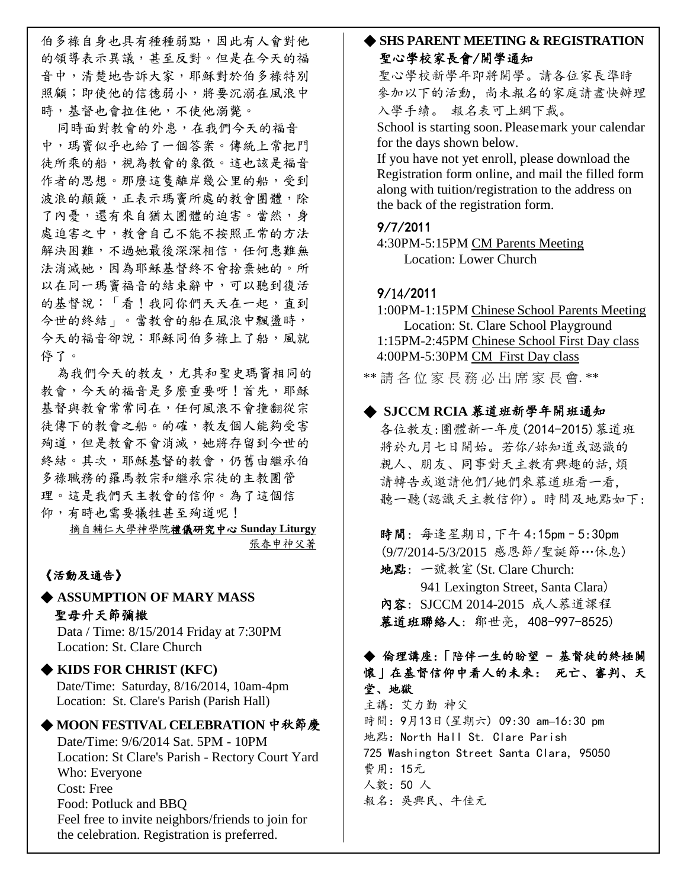伯多祿自身也具有種種弱點，因此有人會對他的領導表示異議，甚至反對。但是在今天的福音中，清楚地告訴大家，耶穌對於伯多祿特別照顧；即使他的信德弱小，將要沉溺在風浪中時，基督也會拉住他，不使他溺斃。

同時面對教會的外患，在我們今天的福音中，瑪竇似乎也給了一個答案。傳統上常把門徒所乘的船，視為教會的象徵。這也該是福音作者的思想。那麼這隻離岸幾公里的船，受到波浪的顛簸，正表示瑪竇所處的教會團體，除了內憂，還有來自猶太團體的迫害。當然，身處迫害之中，教會自己不能不按照正常的方法解決困難，不過她最後深深相信，任何患難無法消滅她，因為耶穌基督終不會捨棄她的。所以在同一瑪竇福音的結束辭中，可以聽到復活的基督說：「看！我同你們天天在一起，直到今世的終結」。當教會的船在風浪中飄盪時，今天的福音卻說：耶穌同伯多祿上了船，風就停了。

為我們今天的教友，尤其和聖史瑪竇相同的教會，今天的福音是多麼重要呀！首先，耶穌基督與教會常常同在，任何風浪不會撞翻從宗徒傳下的教會之船。的確，教友個人能夠受害殉道，但是教會不會消滅，她將存留到今世的終結。其次，耶穌基督的教會，仍舊由繼承伯多祿職務的羅馬教宗和繼承宗徒的主教團管理。這是我們天主教會的信仰。為了這個信仰，有時也需要犧牲甚至殉道呢！

摘自輔仁大學神學院**禮儀研究中心 Sunday Liturgy**
張春申神父著

## 《活動及通告》

### ◆ ASSUMPTION OF MARY MASS 聖母升天節彌撒

Data / Time: 8/15/2014 Friday at 7:30PM
Location: St. Clare Church

### ◆ KIDS FOR CHRIST (KFC)

Date/Time: Saturday, 8/16/2014, 10am-4pm
Location: St. Clare's Parish (Parish Hall)

### ◆ MOON FESTIVAL CELEBRATION 中秋節慶

Date/Time: 9/6/2014 Sat. 5PM - 10PM
Location: St Clare's Parish - Rectory Court Yard
Who: Everyone
Cost: Free
Food: Potluck and BBQ
Feel free to invite neighbors/friends to join for the celebration. Registration is preferred.

### ◆ SHS PARENT MEETING & REGISTRATION 聖心學校家長會/開學通知

聖心學校新學年即將開學。請各位家長準時參加以下的活動，尚未報名的家庭請盡快辦理入學手續。 報名表可上網下載。

School is starting soon. Please mark your calendar for the days shown below.

If you have not yet enroll, please download the Registration form online, and mail the filled form along with tuition/registration to the address on the back of the registration form.

**9/7/2011**

4:30PM-5:15PM CM Parents Meeting
Location: Lower Church

**9/14/2011**

1:00PM-1:15PM Chinese School Parents Meeting
Location: St. Clare School Playground
1:15PM-2:45PM Chinese School First Day class
4:00PM-5:30PM CM First Day class

** 請各位家長務必出席家長會. **

### ◆ SJCCM RCIA 慕道班新學年開班通知

各位教友:團體新一年度(2014-2015)慕道班將於九月七日開始。若你/妳知道或認識的親人、朋友、同事對天主教有興趣的話,煩請轉告或邀請他們/她們來慕道班看一看,聽一聽(認識天主教信仰)。時間及地點如下:

**時間**: 每逢星期日,下午 4:15pm – 5:30pm (9/7/2014-5/3/2015 感恩節/聖誕節…休息)
**地點**: 一號教室(St. Clare Church: 941 Lexington Street, Santa Clara)
**內容**: SJCCM 2014-2015 成人慕道課程
**慕道班聯絡人**: 鄒世亮, 408-997-8525)

### ◆ 倫理講座:「陪伴一生的盼望 – 基督徒的終極關懷」在基督信仰中看人的未來： 死亡、審判、天堂、地獄

主講: 艾力勤 神父
時間: 9月13日(星期六) 09:30 am–16:30 pm
地點: North Hall St. Clare Parish
725 Washington Street Santa Clara, 95050
費用: 15元
人數: 50 人
報名: 吳興民、牛佳元